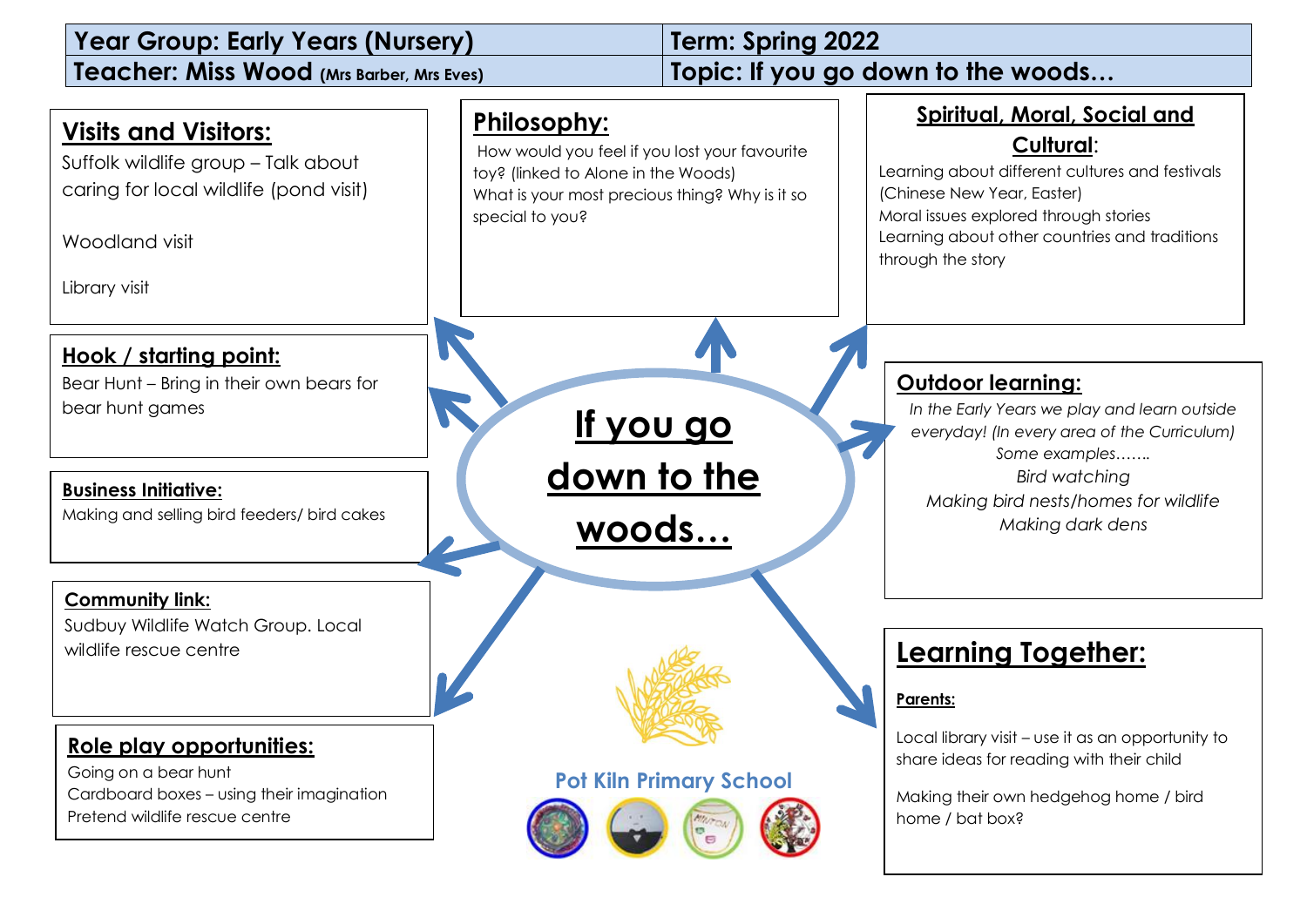| Year Group: Early Years (Nursery) | Term: Spring 2022 |
| --- | --- |
| Teacher: Miss Wood (Mrs Barber, Mrs Eves) | Topic: If you go down to the woods… |

# If you go down to the woods…

## Visits and Visitors:

Suffolk wildlife group – Talk about caring for local wildlife (pond visit)

Woodland visit

Library visit

## Philosophy:

How would you feel if you lost your favourite toy? (linked to Alone in the Woods)
What is your most precious thing? Why is it so special to you?

## Spiritual, Moral, Social and Cultural:

Learning about different cultures and festivals (Chinese New Year, Easter)
Moral issues explored through stories
Learning about other countries and traditions through the story

## Hook / starting point:

Bear Hunt – Bring in their own bears for bear hunt games

## Outdoor learning:

*In the Early Years we play and learn outside everyday! (In every area of the Curriculum)*
*Some examples…….*
*Bird watching*
*Making bird nests/homes for wildlife*
*Making dark dens*

## Business Initiative:

Making and selling bird feeders/ bird cakes

## Community link:

Sudbuy Wildlife Watch Group. Local wildlife rescue centre

## Role play opportunities:

Going on a bear hunt
Cardboard boxes – using their imagination
Pretend wildlife rescue centre

## Learning Together:

**Parents:**

Local library visit – use it as an opportunity to share ideas for reading with their child

Making their own hedgehog home / bird home / bat box?

Pot Kiln Primary School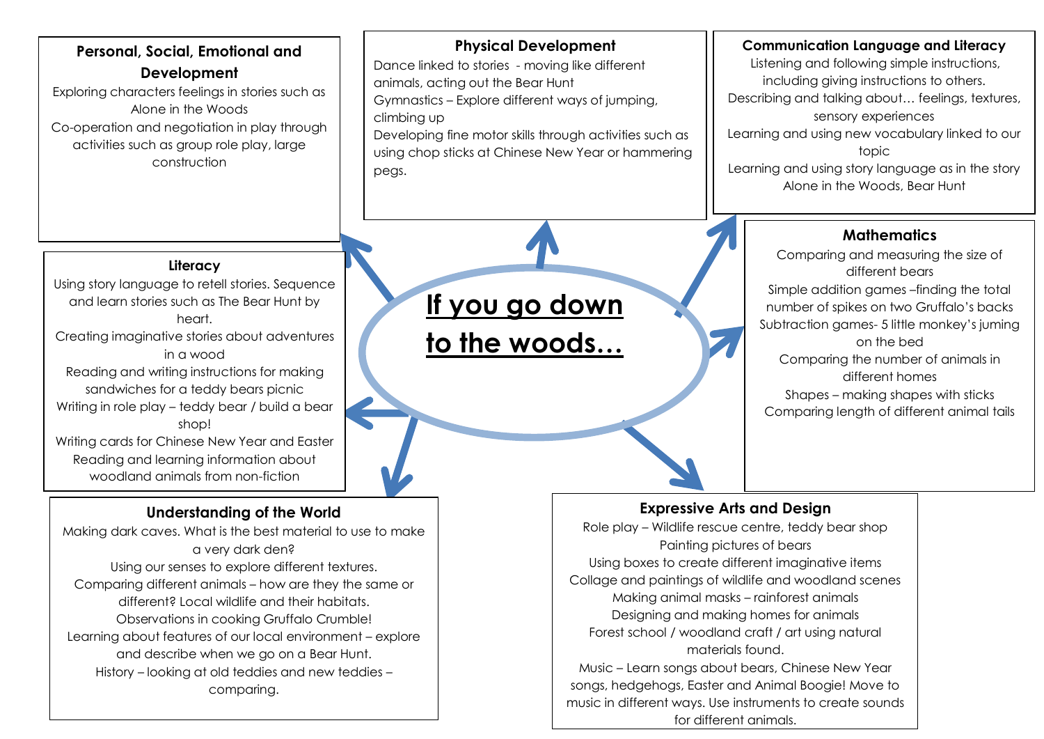# If you go down to the woods…

## Personal, Social, Emotional and Development

Exploring characters feelings in stories such as Alone in the Woods
Co-operation and negotiation in play through activities such as group role play, large construction

## Physical Development

Dance linked to stories - moving like different animals, acting out the Bear Hunt
Gymnastics – Explore different ways of jumping, climbing up
Developing fine motor skills through activities such as using chop sticks at Chinese New Year or hammering pegs.

## Communication Language and Literacy

Listening and following simple instructions, including giving instructions to others.
Describing and talking about… feelings, textures, sensory experiences
Learning and using new vocabulary linked to our topic
Learning and using story language as in the story Alone in the Woods, Bear Hunt

## Literacy

Using story language to retell stories. Sequence and learn stories such as The Bear Hunt by heart.
Creating imaginative stories about adventures in a wood
Reading and writing instructions for making sandwiches for a teddy bears picnic
Writing in role play – teddy bear / build a bear shop!
Writing cards for Chinese New Year and Easter
Reading and learning information about woodland animals from non-fiction

## Mathematics

Comparing and measuring the size of different bears
Simple addition games –finding the total number of spikes on two Gruffalo's backs
Subtraction games- 5 little monkey's juming on the bed
Comparing the number of animals in different homes
Shapes – making shapes with sticks
Comparing length of different animal tails

## Understanding of the World

Making dark caves. What is the best material to use to make a very dark den?
Using our senses to explore different textures.
Comparing different animals – how are they the same or different? Local wildlife and their habitats.
Observations in cooking Gruffalo Crumble!
Learning about features of our local environment – explore and describe when we go on a Bear Hunt.
History – looking at old teddies and new teddies – comparing.

## Expressive Arts and Design

Role play – Wildlife rescue centre, teddy bear shop
Painting pictures of bears
Using boxes to create different imaginative items
Collage and paintings of wildlife and woodland scenes
Making animal masks – rainforest animals
Designing and making homes for animals
Forest school / woodland craft / art using natural materials found.
Music – Learn songs about bears, Chinese New Year songs, hedgehogs, Easter and Animal Boogie! Move to music in different ways. Use instruments to create sounds for different animals.